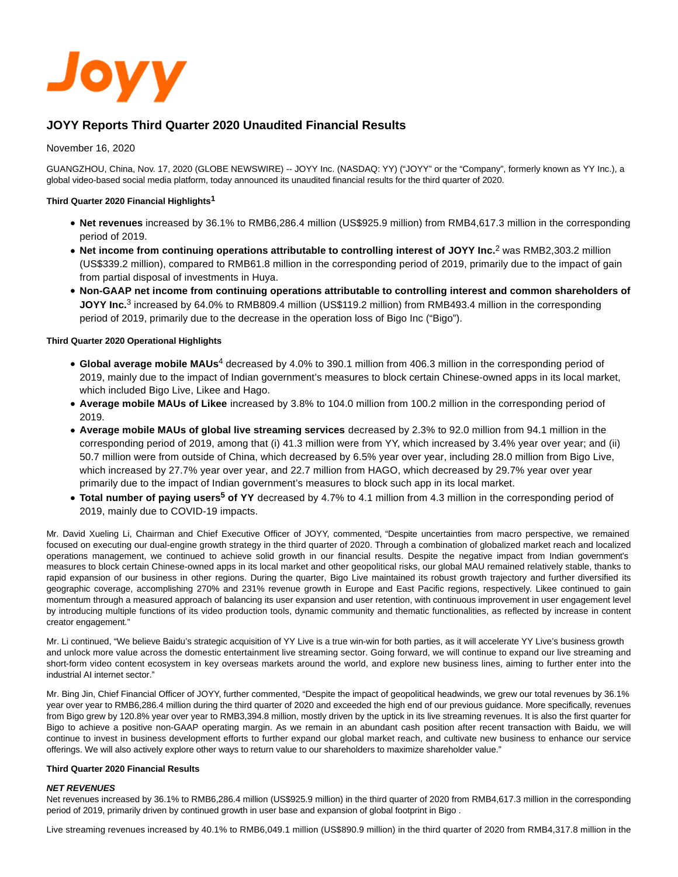Joyy

# JOYY Reports Third Quarter 2020 Unaudited Financial Results

November 16, 2020

GUANGZHOU, China, Nov. 17, 2020 (GLOBE NEWSWIRE) -- JOYY Inc. (NASDAQ: YY) ("JOYY" or the "Company", formerly known as YY Inc.), a global video-based social media platform, today announced its unaudited financial results for the third quarter of 2020.

**Third Quarter 2020 Financial Highlights[1]**

- **Net revenues** increased by 36.1% to RMB6,286.4 million (US$925.9 million) from RMB4,617.3 million in the corresponding period of 2019.
- **Net income from continuing operations attributable to controlling interest of JOYY Inc.**[2] was RMB2,303.2 million (US$339.2 million), compared to RMB61.8 million in the corresponding period of 2019, primarily due to the impact of gain from partial disposal of investments in Huya.
- **Non-GAAP net income from continuing operations attributable to controlling interest and common shareholders of JOYY Inc.**[3] increased by 64.0% to RMB809.4 million (US$119.2 million) from RMB493.4 million in the corresponding period of 2019, primarily due to the decrease in the operation loss of Bigo Inc ("Bigo").

**Third Quarter 2020 Operational Highlights**

- **Global average mobile MAUs**[4] decreased by 4.0% to 390.1 million from 406.3 million in the corresponding period of 2019, mainly due to the impact of Indian government's measures to block certain Chinese-owned apps in its local market, which included Bigo Live, Likee and Hago.
- **Average mobile MAUs of Likee** increased by 3.8% to 104.0 million from 100.2 million in the corresponding period of 2019.
- **Average mobile MAUs of global live streaming services** decreased by 2.3% to 92.0 million from 94.1 million in the corresponding period of 2019, among that (i) 41.3 million were from YY, which increased by 3.4% year over year; and (ii) 50.7 million were from outside of China, which decreased by 6.5% year over year, including 28.0 million from Bigo Live, which increased by 27.7% year over year, and 22.7 million from HAGO, which decreased by 29.7% year over year primarily due to the impact of Indian government's measures to block such app in its local market.
- **Total number of paying users**[5] **of YY** decreased by 4.7% to 4.1 million from 4.3 million in the corresponding period of 2019, mainly due to COVID-19 impacts.

Mr. David Xueling Li, Chairman and Chief Executive Officer of JOYY, commented, "Despite uncertainties from macro perspective, we remained focused on executing our dual-engine growth strategy in the third quarter of 2020. Through a combination of globalized market reach and localized operations management, we continued to achieve solid growth in our financial results. Despite the negative impact from Indian government's measures to block certain Chinese-owned apps in its local market and other geopolitical risks, our global MAU remained relatively stable, thanks to rapid expansion of our business in other regions. During the quarter, Bigo Live maintained its robust growth trajectory and further diversified its geographic coverage, accomplishing 270% and 231% revenue growth in Europe and East Pacific regions, respectively. Likee continued to gain momentum through a measured approach of balancing its user expansion and user retention, with continuous improvement in user engagement level by introducing multiple functions of its video production tools, dynamic community and thematic functionalities, as reflected by increase in content creator engagement."

Mr. Li continued, "We believe Baidu's strategic acquisition of YY Live is a true win-win for both parties, as it will accelerate YY Live's business growth and unlock more value across the domestic entertainment live streaming sector. Going forward, we will continue to expand our live streaming and short-form video content ecosystem in key overseas markets around the world, and explore new business lines, aiming to further enter into the industrial AI internet sector."

Mr. Bing Jin, Chief Financial Officer of JOYY, further commented, "Despite the impact of geopolitical headwinds, we grew our total revenues by 36.1% year over year to RMB6,286.4 million during the third quarter of 2020 and exceeded the high end of our previous guidance. More specifically, revenues from Bigo grew by 120.8% year over year to RMB3,394.8 million, mostly driven by the uptick in its live streaming revenues. It is also the first quarter for Bigo to achieve a positive non-GAAP operating margin. As we remain in an abundant cash position after recent transaction with Baidu, we will continue to invest in business development efforts to further expand our global market reach, and cultivate new business to enhance our service offerings. We will also actively explore other ways to return value to our shareholders to maximize shareholder value."

**Third Quarter 2020 Financial Results**

***NET REVENUES***

Net revenues increased by 36.1% to RMB6,286.4 million (US$925.9 million) in the third quarter of 2020 from RMB4,617.3 million in the corresponding period of 2019, primarily driven by continued growth in user base and expansion of global footprint in Bigo .

Live streaming revenues increased by 40.1% to RMB6,049.1 million (US$890.9 million) in the third quarter of 2020 from RMB4,317.8 million in the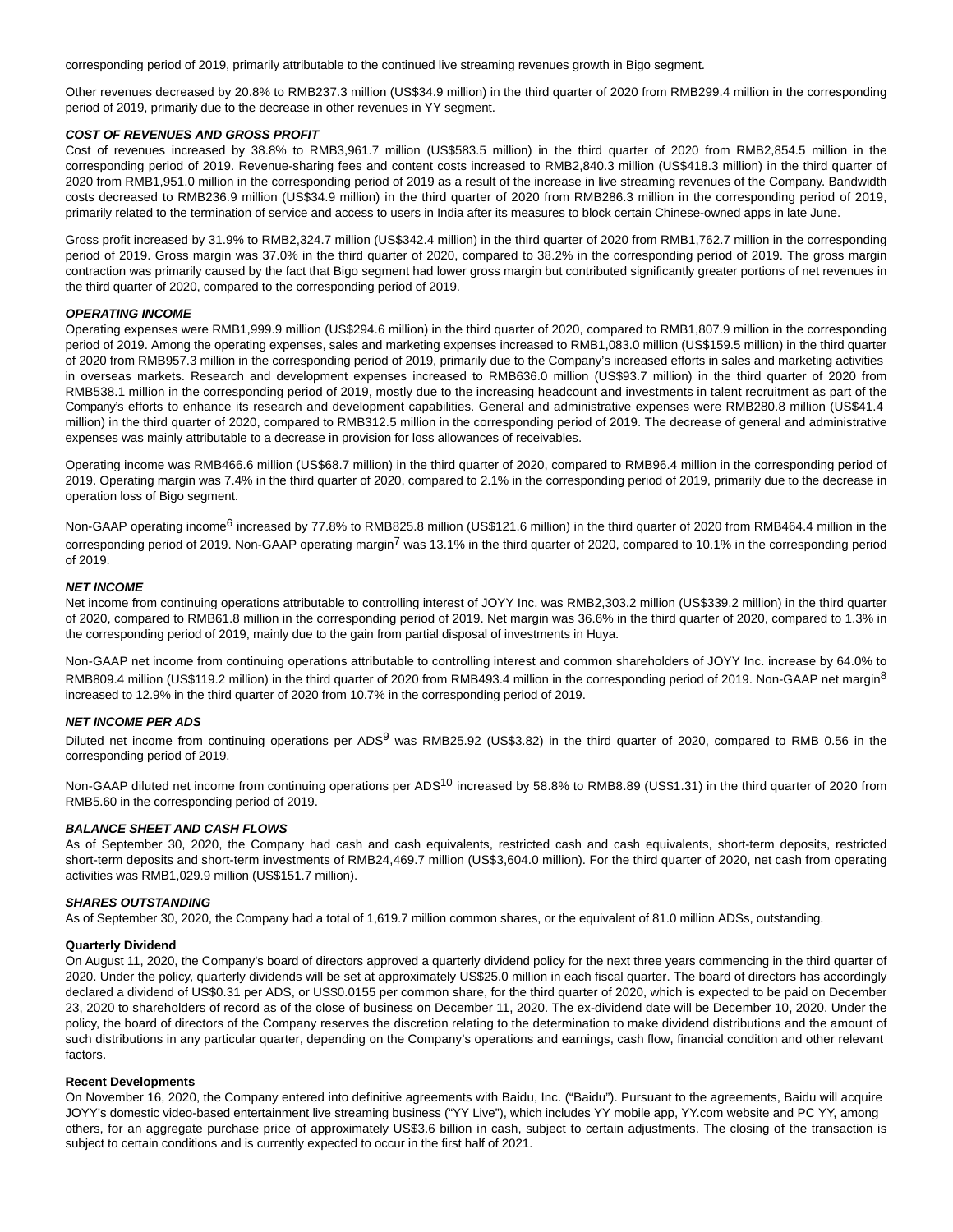corresponding period of 2019, primarily attributable to the continued live streaming revenues growth in Bigo segment.

Other revenues decreased by 20.8% to RMB237.3 million (US$34.9 million) in the third quarter of 2020 from RMB299.4 million in the corresponding period of 2019, primarily due to the decrease in other revenues in YY segment.

***COST OF REVENUES AND GROSS PROFIT***

Cost of revenues increased by 38.8% to RMB3,961.7 million (US$583.5 million) in the third quarter of 2020 from RMB2,854.5 million in the corresponding period of 2019. Revenue-sharing fees and content costs increased to RMB2,840.3 million (US$418.3 million) in the third quarter of 2020 from RMB1,951.0 million in the corresponding period of 2019 as a result of the increase in live streaming revenues of the Company. Bandwidth costs decreased to RMB236.9 million (US$34.9 million) in the third quarter of 2020 from RMB286.3 million in the corresponding period of 2019, primarily related to the termination of service and access to users in India after its measures to block certain Chinese-owned apps in late June.

Gross profit increased by 31.9% to RMB2,324.7 million (US$342.4 million) in the third quarter of 2020 from RMB1,762.7 million in the corresponding period of 2019. Gross margin was 37.0% in the third quarter of 2020, compared to 38.2% in the corresponding period of 2019. The gross margin contraction was primarily caused by the fact that Bigo segment had lower gross margin but contributed significantly greater portions of net revenues in the third quarter of 2020, compared to the corresponding period of 2019.

***OPERATING INCOME***

Operating expenses were RMB1,999.9 million (US$294.6 million) in the third quarter of 2020, compared to RMB1,807.9 million in the corresponding period of 2019. Among the operating expenses, sales and marketing expenses increased to RMB1,083.0 million (US$159.5 million) in the third quarter of 2020 from RMB957.3 million in the corresponding period of 2019, primarily due to the Company's increased efforts in sales and marketing activities in overseas markets. Research and development expenses increased to RMB636.0 million (US$93.7 million) in the third quarter of 2020 from RMB538.1 million in the corresponding period of 2019, mostly due to the increasing headcount and investments in talent recruitment as part of the Company's efforts to enhance its research and development capabilities. General and administrative expenses were RMB280.8 million (US$41.4 million) in the third quarter of 2020, compared to RMB312.5 million in the corresponding period of 2019. The decrease of general and administrative expenses was mainly attributable to a decrease in provision for loss allowances of receivables.

Operating income was RMB466.6 million (US$68.7 million) in the third quarter of 2020, compared to RMB96.4 million in the corresponding period of 2019. Operating margin was 7.4% in the third quarter of 2020, compared to 2.1% in the corresponding period of 2019, primarily due to the decrease in operation loss of Bigo segment.

Non-GAAP operating income[6] increased by 77.8% to RMB825.8 million (US$121.6 million) in the third quarter of 2020 from RMB464.4 million in the corresponding period of 2019. Non-GAAP operating margin[7] was 13.1% in the third quarter of 2020, compared to 10.1% in the corresponding period of 2019.

***NET INCOME***

Net income from continuing operations attributable to controlling interest of JOYY Inc. was RMB2,303.2 million (US$339.2 million) in the third quarter of 2020, compared to RMB61.8 million in the corresponding period of 2019. Net margin was 36.6% in the third quarter of 2020, compared to 1.3% in the corresponding period of 2019, mainly due to the gain from partial disposal of investments in Huya.

Non-GAAP net income from continuing operations attributable to controlling interest and common shareholders of JOYY Inc. increase by 64.0% to RMB809.4 million (US$119.2 million) in the third quarter of 2020 from RMB493.4 million in the corresponding period of 2019. Non-GAAP net margin[8] increased to 12.9% in the third quarter of 2020 from 10.7% in the corresponding period of 2019.

***NET INCOME PER ADS***

Diluted net income from continuing operations per ADS[9] was RMB25.92 (US$3.82) in the third quarter of 2020, compared to RMB 0.56 in the corresponding period of 2019.

Non-GAAP diluted net income from continuing operations per ADS[10] increased by 58.8% to RMB8.89 (US$1.31) in the third quarter of 2020 from RMB5.60 in the corresponding period of 2019.

***BALANCE SHEET AND CASH FLOWS***

As of September 30, 2020, the Company had cash and cash equivalents, restricted cash and cash equivalents, short-term deposits, restricted short-term deposits and short-term investments of RMB24,469.7 million (US$3,604.0 million). For the third quarter of 2020, net cash from operating activities was RMB1,029.9 million (US$151.7 million).

***SHARES OUTSTANDING***

As of September 30, 2020, the Company had a total of 1,619.7 million common shares, or the equivalent of 81.0 million ADSs, outstanding.

**Quarterly Dividend**

On August 11, 2020, the Company's board of directors approved a quarterly dividend policy for the next three years commencing in the third quarter of 2020. Under the policy, quarterly dividends will be set at approximately US$25.0 million in each fiscal quarter. The board of directors has accordingly declared a dividend of US$0.31 per ADS, or US$0.0155 per common share, for the third quarter of 2020, which is expected to be paid on December 23, 2020 to shareholders of record as of the close of business on December 11, 2020. The ex-dividend date will be December 10, 2020. Under the policy, the board of directors of the Company reserves the discretion relating to the determination to make dividend distributions and the amount of such distributions in any particular quarter, depending on the Company's operations and earnings, cash flow, financial condition and other relevant factors.

**Recent Developments**

On November 16, 2020, the Company entered into definitive agreements with Baidu, Inc. ("Baidu"). Pursuant to the agreements, Baidu will acquire JOYY's domestic video-based entertainment live streaming business ("YY Live"), which includes YY mobile app, YY.com website and PC YY, among others, for an aggregate purchase price of approximately US$3.6 billion in cash, subject to certain adjustments. The closing of the transaction is subject to certain conditions and is currently expected to occur in the first half of 2021.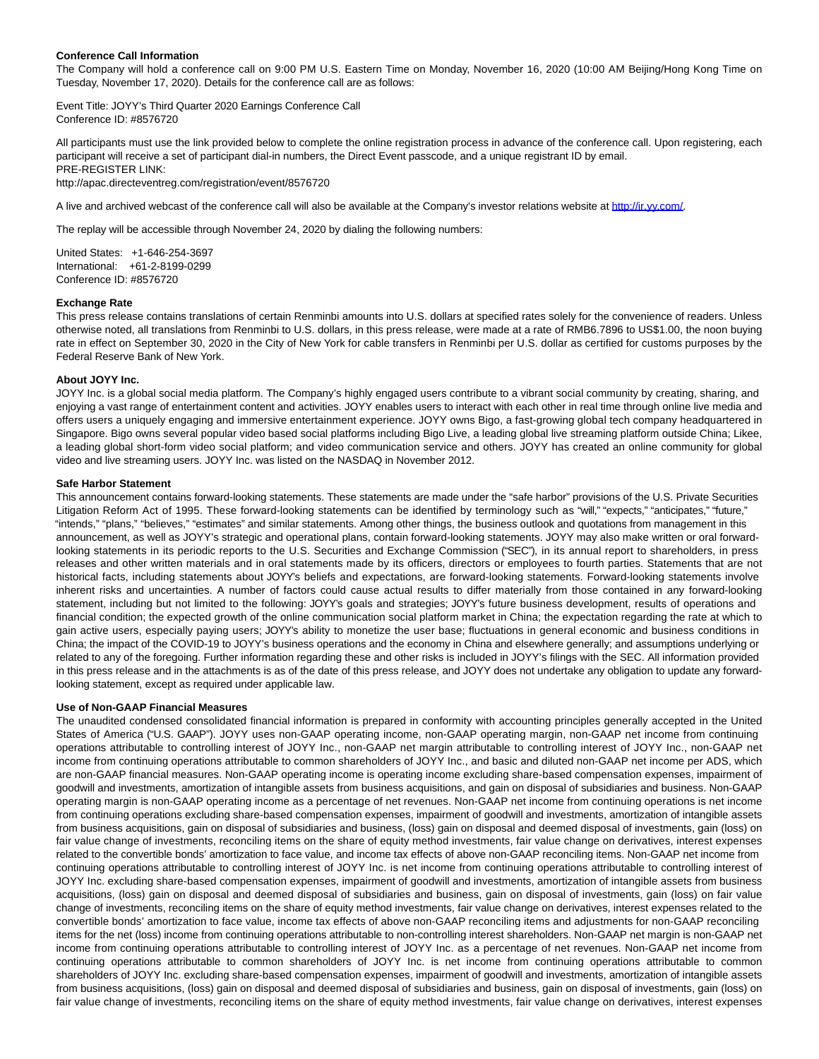**Conference Call Information**

The Company will hold a conference call on 9:00 PM U.S. Eastern Time on Monday, November 16, 2020 (10:00 AM Beijing/Hong Kong Time on Tuesday, November 17, 2020). Details for the conference call are as follows:

Event Title: JOYY's Third Quarter 2020 Earnings Conference Call
Conference ID: #8576720

All participants must use the link provided below to complete the online registration process in advance of the conference call. Upon registering, each participant will receive a set of participant dial-in numbers, the Direct Event passcode, and a unique registrant ID by email.
PRE-REGISTER LINK:
http://apac.directeventreg.com/registration/event/8576720

A live and archived webcast of the conference call will also be available at the Company's investor relations website at http://ir.yy.com/.

The replay will be accessible through November 24, 2020 by dialing the following numbers:

United States: +1-646-254-3697
International: +61-2-8199-0299
Conference ID: #8576720

**Exchange Rate**

This press release contains translations of certain Renminbi amounts into U.S. dollars at specified rates solely for the convenience of readers. Unless otherwise noted, all translations from Renminbi to U.S. dollars, in this press release, were made at a rate of RMB6.7896 to US$1.00, the noon buying rate in effect on September 30, 2020 in the City of New York for cable transfers in Renminbi per U.S. dollar as certified for customs purposes by the Federal Reserve Bank of New York.

**About JOYY Inc.**

JOYY Inc. is a global social media platform. The Company's highly engaged users contribute to a vibrant social community by creating, sharing, and enjoying a vast range of entertainment content and activities. JOYY enables users to interact with each other in real time through online live media and offers users a uniquely engaging and immersive entertainment experience. JOYY owns Bigo, a fast-growing global tech company headquartered in Singapore. Bigo owns several popular video based social platforms including Bigo Live, a leading global live streaming platform outside China; Likee, a leading global short-form video social platform; and video communication service and others. JOYY has created an online community for global video and live streaming users. JOYY Inc. was listed on the NASDAQ in November 2012.

**Safe Harbor Statement**

This announcement contains forward-looking statements. These statements are made under the "safe harbor" provisions of the U.S. Private Securities Litigation Reform Act of 1995. These forward-looking statements can be identified by terminology such as "will," "expects," "anticipates," "future," "intends," "plans," "believes," "estimates" and similar statements. Among other things, the business outlook and quotations from management in this announcement, as well as JOYY's strategic and operational plans, contain forward-looking statements. JOYY may also make written or oral forward-looking statements in its periodic reports to the U.S. Securities and Exchange Commission ("SEC"), in its annual report to shareholders, in press releases and other written materials and in oral statements made by its officers, directors or employees to fourth parties. Statements that are not historical facts, including statements about JOYY's beliefs and expectations, are forward-looking statements. Forward-looking statements involve inherent risks and uncertainties. A number of factors could cause actual results to differ materially from those contained in any forward-looking statement, including but not limited to the following: JOYY's goals and strategies; JOYY's future business development, results of operations and financial condition; the expected growth of the online communication social platform market in China; the expectation regarding the rate at which to gain active users, especially paying users; JOYY's ability to monetize the user base; fluctuations in general economic and business conditions in China; the impact of the COVID-19 to JOYY's business operations and the economy in China and elsewhere generally; and assumptions underlying or related to any of the foregoing. Further information regarding these and other risks is included in JOYY's filings with the SEC. All information provided in this press release and in the attachments is as of the date of this press release, and JOYY does not undertake any obligation to update any forward-looking statement, except as required under applicable law.

**Use of Non-GAAP Financial Measures**

The unaudited condensed consolidated financial information is prepared in conformity with accounting principles generally accepted in the United States of America ("U.S. GAAP"). JOYY uses non-GAAP operating income, non-GAAP operating margin, non-GAAP net income from continuing operations attributable to controlling interest of JOYY Inc., non-GAAP net margin attributable to controlling interest of JOYY Inc., non-GAAP net income from continuing operations attributable to common shareholders of JOYY Inc., and basic and diluted non-GAAP net income per ADS, which are non-GAAP financial measures. Non-GAAP operating income is operating income excluding share-based compensation expenses, impairment of goodwill and investments, amortization of intangible assets from business acquisitions, and gain on disposal of subsidiaries and business. Non-GAAP operating margin is non-GAAP operating income as a percentage of net revenues. Non-GAAP net income from continuing operations is net income from continuing operations excluding share-based compensation expenses, impairment of goodwill and investments, amortization of intangible assets from business acquisitions, gain on disposal of subsidiaries and business, (loss) gain on disposal and deemed disposal of investments, gain (loss) on fair value change of investments, reconciling items on the share of equity method investments, fair value change on derivatives, interest expenses related to the convertible bonds' amortization to face value, and income tax effects of above non-GAAP reconciling items. Non-GAAP net income from continuing operations attributable to controlling interest of JOYY Inc. is net income from continuing operations attributable to controlling interest of JOYY Inc. excluding share-based compensation expenses, impairment of goodwill and investments, amortization of intangible assets from business acquisitions, (loss) gain on disposal and deemed disposal of subsidiaries and business, gain on disposal of investments, gain (loss) on fair value change of investments, reconciling items on the share of equity method investments, fair value change on derivatives, interest expenses related to the convertible bonds' amortization to face value, income tax effects of above non-GAAP reconciling items and adjustments for non-GAAP reconciling items for the net (loss) income from continuing operations attributable to non-controlling interest shareholders. Non-GAAP net margin is non-GAAP net income from continuing operations attributable to controlling interest of JOYY Inc. as a percentage of net revenues. Non-GAAP net income from continuing operations attributable to common shareholders of JOYY Inc. is net income from continuing operations attributable to common shareholders of JOYY Inc. excluding share-based compensation expenses, impairment of goodwill and investments, amortization of intangible assets from business acquisitions, (loss) gain on disposal and deemed disposal of subsidiaries and business, gain on disposal of investments, gain (loss) on fair value change of investments, reconciling items on the share of equity method investments, fair value change on derivatives, interest expenses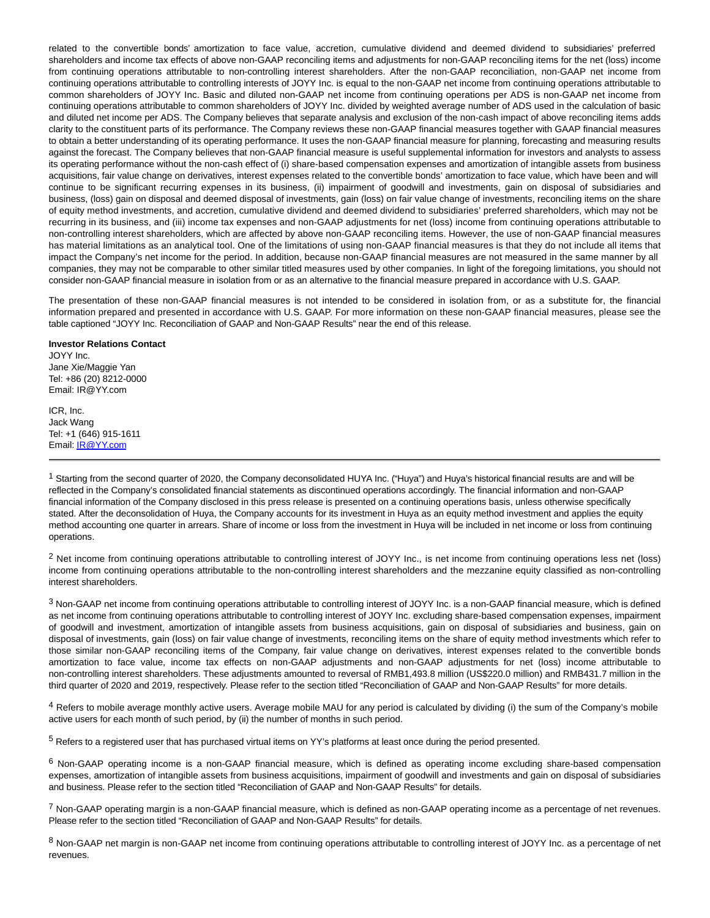related to the convertible bonds' amortization to face value, accretion, cumulative dividend and deemed dividend to subsidiaries' preferred shareholders and income tax effects of above non-GAAP reconciling items and adjustments for non-GAAP reconciling items for the net (loss) income from continuing operations attributable to non-controlling interest shareholders. After the non-GAAP reconciliation, non-GAAP net income from continuing operations attributable to controlling interests of JOYY Inc. is equal to the non-GAAP net income from continuing operations attributable to common shareholders of JOYY Inc. Basic and diluted non-GAAP net income from continuing operations per ADS is non-GAAP net income from continuing operations attributable to common shareholders of JOYY Inc. divided by weighted average number of ADS used in the calculation of basic and diluted net income per ADS. The Company believes that separate analysis and exclusion of the non-cash impact of above reconciling items adds clarity to the constituent parts of its performance. The Company reviews these non-GAAP financial measures together with GAAP financial measures to obtain a better understanding of its operating performance. It uses the non-GAAP financial measure for planning, forecasting and measuring results against the forecast. The Company believes that non-GAAP financial measure is useful supplemental information for investors and analysts to assess its operating performance without the non-cash effect of (i) share-based compensation expenses and amortization of intangible assets from business acquisitions, fair value change on derivatives, interest expenses related to the convertible bonds' amortization to face value, which have been and will continue to be significant recurring expenses in its business, (ii) impairment of goodwill and investments, gain on disposal of subsidiaries and business, (loss) gain on disposal and deemed disposal of investments, gain (loss) on fair value change of investments, reconciling items on the share of equity method investments, and accretion, cumulative dividend and deemed dividend to subsidiaries' preferred shareholders, which may not be recurring in its business, and (iii) income tax expenses and non-GAAP adjustments for net (loss) income from continuing operations attributable to non-controlling interest shareholders, which are affected by above non-GAAP reconciling items. However, the use of non-GAAP financial measures has material limitations as an analytical tool. One of the limitations of using non-GAAP financial measures is that they do not include all items that impact the Company's net income for the period. In addition, because non-GAAP financial measures are not measured in the same manner by all companies, they may not be comparable to other similar titled measures used by other companies. In light of the foregoing limitations, you should not consider non-GAAP financial measure in isolation from or as an alternative to the financial measure prepared in accordance with U.S. GAAP.

The presentation of these non-GAAP financial measures is not intended to be considered in isolation from, or as a substitute for, the financial information prepared and presented in accordance with U.S. GAAP. For more information on these non-GAAP financial measures, please see the table captioned "JOYY Inc. Reconciliation of GAAP and Non-GAAP Results" near the end of this release.

**Investor Relations Contact**
JOYY Inc.
Jane Xie/Maggie Yan
Tel: +86 (20) 8212-0000
Email: IR@YY.com

ICR, Inc.
Jack Wang
Tel: +1 (646) 915-1611
Email: IR@YY.com

---

[1] Starting from the second quarter of 2020, the Company deconsolidated HUYA Inc. ("Huya") and Huya's historical financial results are and will be reflected in the Company's consolidated financial statements as discontinued operations accordingly. The financial information and non-GAAP financial information of the Company disclosed in this press release is presented on a continuing operations basis, unless otherwise specifically stated. After the deconsolidation of Huya, the Company accounts for its investment in Huya as an equity method investment and applies the equity method accounting one quarter in arrears. Share of income or loss from the investment in Huya will be included in net income or loss from continuing operations.

[2] Net income from continuing operations attributable to controlling interest of JOYY Inc., is net income from continuing operations less net (loss) income from continuing operations attributable to the non-controlling interest shareholders and the mezzanine equity classified as non-controlling interest shareholders.

[3] Non-GAAP net income from continuing operations attributable to controlling interest of JOYY Inc. is a non-GAAP financial measure, which is defined as net income from continuing operations attributable to controlling interest of JOYY Inc. excluding share-based compensation expenses, impairment of goodwill and investment, amortization of intangible assets from business acquisitions, gain on disposal of subsidiaries and business, gain on disposal of investments, gain (loss) on fair value change of investments, reconciling items on the share of equity method investments which refer to those similar non-GAAP reconciling items of the Company, fair value change on derivatives, interest expenses related to the convertible bonds amortization to face value, income tax effects on non-GAAP adjustments and non-GAAP adjustments for net (loss) income attributable to non-controlling interest shareholders. These adjustments amounted to reversal of RMB1,493.8 million (US$220.0 million) and RMB431.7 million in the third quarter of 2020 and 2019, respectively. Please refer to the section titled "Reconciliation of GAAP and Non-GAAP Results" for more details.

[4] Refers to mobile average monthly active users. Average mobile MAU for any period is calculated by dividing (i) the sum of the Company's mobile active users for each month of such period, by (ii) the number of months in such period.

[5] Refers to a registered user that has purchased virtual items on YY's platforms at least once during the period presented.

[6] Non-GAAP operating income is a non-GAAP financial measure, which is defined as operating income excluding share-based compensation expenses, amortization of intangible assets from business acquisitions, impairment of goodwill and investments and gain on disposal of subsidiaries and business. Please refer to the section titled "Reconciliation of GAAP and Non-GAAP Results" for details.

[7] Non-GAAP operating margin is a non-GAAP financial measure, which is defined as non-GAAP operating income as a percentage of net revenues. Please refer to the section titled "Reconciliation of GAAP and Non-GAAP Results" for details.

[8] Non-GAAP net margin is non-GAAP net income from continuing operations attributable to controlling interest of JOYY Inc. as a percentage of net revenues.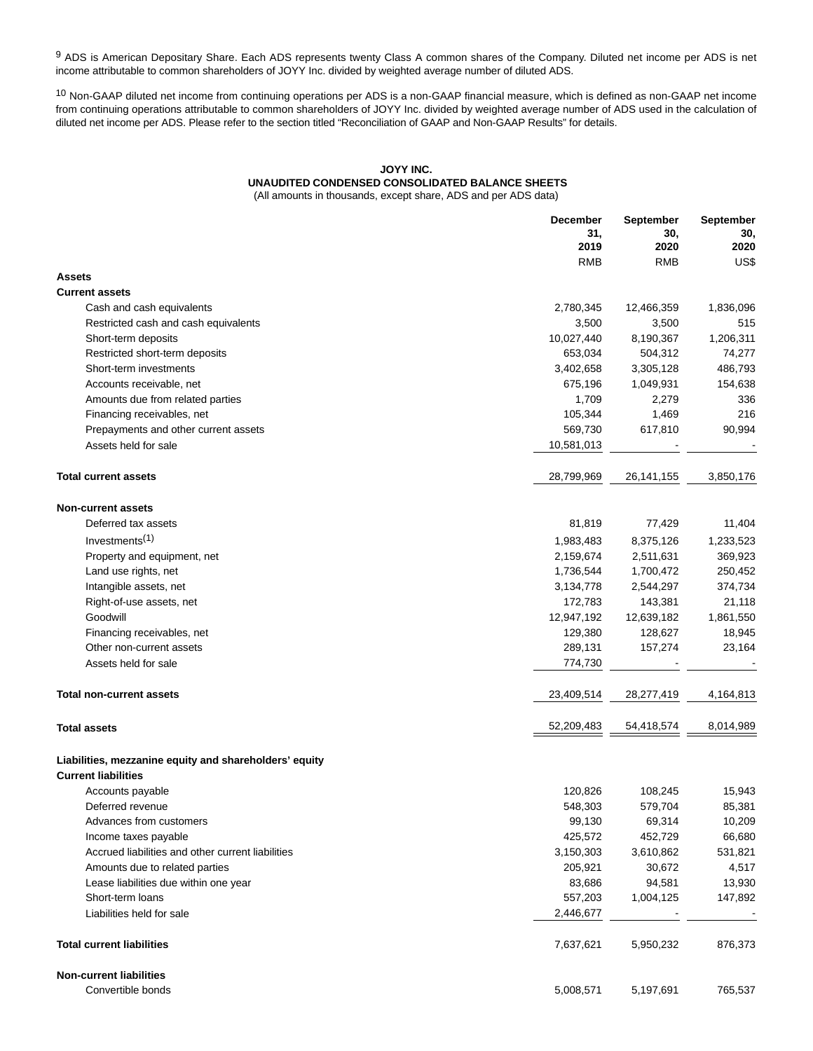[9] ADS is American Depositary Share. Each ADS represents twenty Class A common shares of the Company. Diluted net income per ADS is net income attributable to common shareholders of JOYY Inc. divided by weighted average number of diluted ADS.

[10] Non-GAAP diluted net income from continuing operations per ADS is a non-GAAP financial measure, which is defined as non-GAAP net income from continuing operations attributable to common shareholders of JOYY Inc. divided by weighted average number of ADS used in the calculation of diluted net income per ADS. Please refer to the section titled "Reconciliation of GAAP and Non-GAAP Results" for details.

**JOYY INC.**
**UNAUDITED CONDENSED CONSOLIDATED BALANCE SHEETS**
(All amounts in thousands, except share, ADS and per ADS data)

| | December 31, 2019 | September 30, 2020 | September 30, 2020 |
|---|---|---|---|
| | RMB | RMB | US$ |
| **Assets** | | | |
| **Current assets** | | | |
| Cash and cash equivalents | 2,780,345 | 12,466,359 | 1,836,096 |
| Restricted cash and cash equivalents | 3,500 | 3,500 | 515 |
| Short-term deposits | 10,027,440 | 8,190,367 | 1,206,311 |
| Restricted short-term deposits | 653,034 | 504,312 | 74,277 |
| Short-term investments | 3,402,658 | 3,305,128 | 486,793 |
| Accounts receivable, net | 675,196 | 1,049,931 | 154,638 |
| Amounts due from related parties | 1,709 | 2,279 | 336 |
| Financing receivables, net | 105,344 | 1,469 | 216 |
| Prepayments and other current assets | 569,730 | 617,810 | 90,994 |
| Assets held for sale | 10,581,013 | - | - |
| **Total current assets** | 28,799,969 | 26,141,155 | 3,850,176 |
| **Non-current assets** | | | |
| Deferred tax assets | 81,819 | 77,429 | 11,404 |
| Investments(1) | 1,983,483 | 8,375,126 | 1,233,523 |
| Property and equipment, net | 2,159,674 | 2,511,631 | 369,923 |
| Land use rights, net | 1,736,544 | 1,700,472 | 250,452 |
| Intangible assets, net | 3,134,778 | 2,544,297 | 374,734 |
| Right-of-use assets, net | 172,783 | 143,381 | 21,118 |
| Goodwill | 12,947,192 | 12,639,182 | 1,861,550 |
| Financing receivables, net | 129,380 | 128,627 | 18,945 |
| Other non-current assets | 289,131 | 157,274 | 23,164 |
| Assets held for sale | 774,730 | - | - |
| **Total non-current assets** | 23,409,514 | 28,277,419 | 4,164,813 |
| **Total assets** | 52,209,483 | 54,418,574 | 8,014,989 |
| **Liabilities, mezzanine equity and shareholders' equity** | | | |
| **Current liabilities** | | | |
| Accounts payable | 120,826 | 108,245 | 15,943 |
| Deferred revenue | 548,303 | 579,704 | 85,381 |
| Advances from customers | 99,130 | 69,314 | 10,209 |
| Income taxes payable | 425,572 | 452,729 | 66,680 |
| Accrued liabilities and other current liabilities | 3,150,303 | 3,610,862 | 531,821 |
| Amounts due to related parties | 205,921 | 30,672 | 4,517 |
| Lease liabilities due within one year | 83,686 | 94,581 | 13,930 |
| Short-term loans | 557,203 | 1,004,125 | 147,892 |
| Liabilities held for sale | 2,446,677 | - | - |
| **Total current liabilities** | 7,637,621 | 5,950,232 | 876,373 |
| **Non-current liabilities** | | | |
| Convertible bonds | 5,008,571 | 5,197,691 | 765,537 |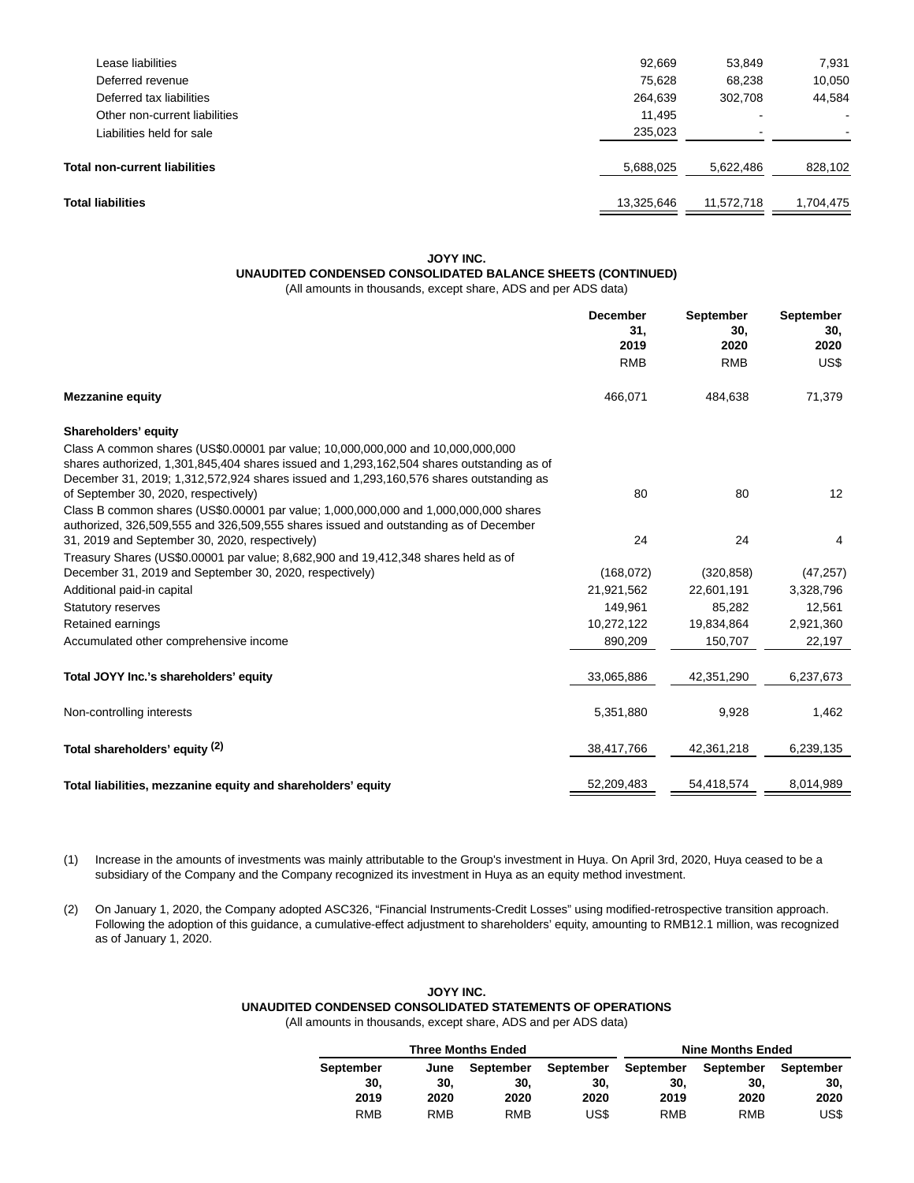| | | | |
|---|---|---|---|
| Lease liabilities | 92,669 | 53,849 | 7,931 |
| Deferred revenue | 75,628 | 68,238 | 10,050 |
| Deferred tax liabilities | 264,639 | 302,708 | 44,584 |
| Other non-current liabilities | 11,495 | - | - |
| Liabilities held for sale | 235,023 | - | - |
| **Total non-current liabilities** | 5,688,025 | 5,622,486 | 828,102 |
| **Total liabilities** | 13,325,646 | 11,572,718 | 1,704,475 |

**JOYY INC.**
**UNAUDITED CONDENSED CONSOLIDATED BALANCE SHEETS (CONTINUED)**
(All amounts in thousands, except share, ADS and per ADS data)

| | December 31, 2019 | September 30, 2020 | September 30, 2020 |
|---|---|---|---|
| | RMB | RMB | US$ |
| **Mezzanine equity** | 466,071 | 484,638 | 71,379 |
| **Shareholders' equity** | | | |
| Class A common shares (US$0.00001 par value; 10,000,000,000 and 10,000,000,000 shares authorized, 1,301,845,404 shares issued and 1,293,162,504 shares outstanding as of December 31, 2019; 1,312,572,924 shares issued and 1,293,160,576 shares outstanding as of September 30, 2020, respectively) | 80 | 80 | 12 |
| Class B common shares (US$0.00001 par value; 1,000,000,000 and 1,000,000,000 shares authorized, 326,509,555 and 326,509,555 shares issued and outstanding as of December 31, 2019 and September 30, 2020, respectively) | 24 | 24 | 4 |
| Treasury Shares (US$0.00001 par value; 8,682,900 and 19,412,348 shares held as of December 31, 2019 and September 30, 2020, respectively) | (168,072) | (320,858) | (47,257) |
| Additional paid-in capital | 21,921,562 | 22,601,191 | 3,328,796 |
| Statutory reserves | 149,961 | 85,282 | 12,561 |
| Retained earnings | 10,272,122 | 19,834,864 | 2,921,360 |
| Accumulated other comprehensive income | 890,209 | 150,707 | 22,197 |
| **Total JOYY Inc.'s shareholders' equity** | 33,065,886 | 42,351,290 | 6,237,673 |
| Non-controlling interests | 5,351,880 | 9,928 | 1,462 |
| **Total shareholders' equity (2)** | 38,417,766 | 42,361,218 | 6,239,135 |
| **Total liabilities, mezzanine equity and shareholders' equity** | 52,209,483 | 54,418,574 | 8,014,989 |

(1) Increase in the amounts of investments was mainly attributable to the Group's investment in Huya. On April 3rd, 2020, Huya ceased to be a subsidiary of the Company and the Company recognized its investment in Huya as an equity method investment.

(2) On January 1, 2020, the Company adopted ASC326, "Financial Instruments-Credit Losses" using modified-retrospective transition approach. Following the adoption of this guidance, a cumulative-effect adjustment to shareholders' equity, amounting to RMB12.1 million, was recognized as of January 1, 2020.

**JOYY INC.**
**UNAUDITED CONDENSED CONSOLIDATED STATEMENTS OF OPERATIONS**
(All amounts in thousands, except share, ADS and per ADS data)

| Three Months Ended | | | | Nine Months Ended | | |
|---|---|---|---|---|---|---|
| September 30, 2019 | June 30, 2020 | September 30, 2020 | September 30, 2020 | September 30, 2019 | September 30, 2020 | September 30, 2020 |
| RMB | RMB | RMB | US$ | RMB | RMB | US$ |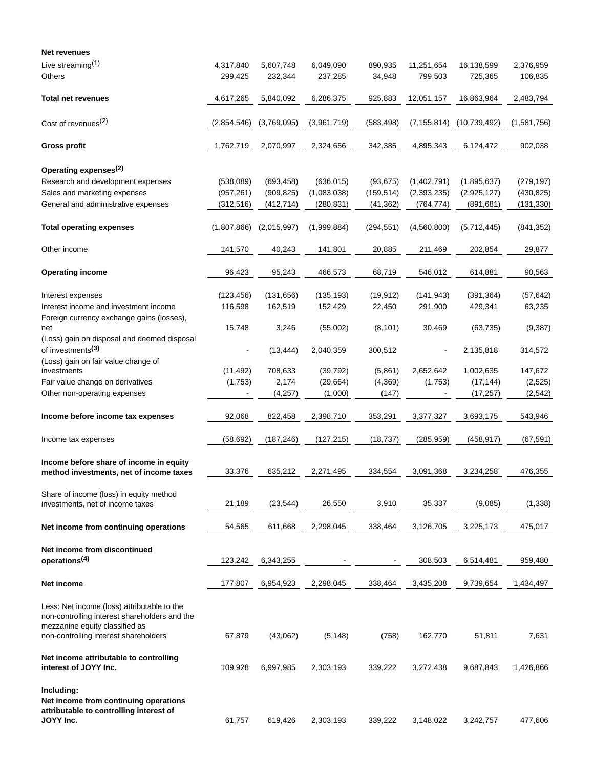| | | | | | | | |
|---|---|---|---|---|---|---|---|
| **Net revenues** | | | | | | | |
| Live streaming[1] | 4,317,840 | 5,607,748 | 6,049,090 | 890,935 | 11,251,654 | 16,138,599 | 2,376,959 |
| Others | 299,425 | 232,344 | 237,285 | 34,948 | 799,503 | 725,365 | 106,835 |
| **Total net revenues** | 4,617,265 | 5,840,092 | 6,286,375 | 925,883 | 12,051,157 | 16,863,964 | 2,483,794 |
| Cost of revenues[2] | (2,854,546) | (3,769,095) | (3,961,719) | (583,498) | (7,155,814) | (10,739,492) | (1,581,756) |
| **Gross profit** | 1,762,719 | 2,070,997 | 2,324,656 | 342,385 | 4,895,343 | 6,124,472 | 902,038 |
| **Operating expenses[2]** | | | | | | | |
| Research and development expenses | (538,089) | (693,458) | (636,015) | (93,675) | (1,402,791) | (1,895,637) | (279,197) |
| Sales and marketing expenses | (957,261) | (909,825) | (1,083,038) | (159,514) | (2,393,235) | (2,925,127) | (430,825) |
| General and administrative expenses | (312,516) | (412,714) | (280,831) | (41,362) | (764,774) | (891,681) | (131,330) |
| **Total operating expenses** | (1,807,866) | (2,015,997) | (1,999,884) | (294,551) | (4,560,800) | (5,712,445) | (841,352) |
| Other income | 141,570 | 40,243 | 141,801 | 20,885 | 211,469 | 202,854 | 29,877 |
| **Operating income** | 96,423 | 95,243 | 466,573 | 68,719 | 546,012 | 614,881 | 90,563 |
| Interest expenses | (123,456) | (131,656) | (135,193) | (19,912) | (141,943) | (391,364) | (57,642) |
| Interest income and investment income | 116,598 | 162,519 | 152,429 | 22,450 | 291,900 | 429,341 | 63,235 |
| Foreign currency exchange gains (losses), net | 15,748 | 3,246 | (55,002) | (8,101) | 30,469 | (63,735) | (9,387) |
| (Loss) gain on disposal and deemed disposal of investments[3] | - | (13,444) | 2,040,359 | 300,512 | - | 2,135,818 | 314,572 |
| (Loss) gain on fair value change of investments | (11,492) | 708,633 | (39,792) | (5,861) | 2,652,642 | 1,002,635 | 147,672 |
| Fair value change on derivatives | (1,753) | 2,174 | (29,664) | (4,369) | (1,753) | (17,144) | (2,525) |
| Other non-operating expenses | - | (4,257) | (1,000) | (147) | - | (17,257) | (2,542) |
| **Income before income tax expenses** | 92,068 | 822,458 | 2,398,710 | 353,291 | 3,377,327 | 3,693,175 | 543,946 |
| Income tax expenses | (58,692) | (187,246) | (127,215) | (18,737) | (285,959) | (458,917) | (67,591) |
| **Income before share of income in equity method investments, net of income taxes** | 33,376 | 635,212 | 2,271,495 | 334,554 | 3,091,368 | 3,234,258 | 476,355 |
| Share of income (loss) in equity method investments, net of income taxes | 21,189 | (23,544) | 26,550 | 3,910 | 35,337 | (9,085) | (1,338) |
| **Net income from continuing operations** | 54,565 | 611,668 | 2,298,045 | 338,464 | 3,126,705 | 3,225,173 | 475,017 |
| **Net income from discontinued operations[4]** | 123,242 | 6,343,255 | - | - | 308,503 | 6,514,481 | 959,480 |
| **Net income** | 177,807 | 6,954,923 | 2,298,045 | 338,464 | 3,435,208 | 9,739,654 | 1,434,497 |
| Less: Net income (loss) attributable to the non-controlling interest shareholders and the mezzanine equity classified as non-controlling interest shareholders | 67,879 | (43,062) | (5,148) | (758) | 162,770 | 51,811 | 7,631 |
| **Net income attributable to controlling interest of JOYY Inc.** | 109,928 | 6,997,985 | 2,303,193 | 339,222 | 3,272,438 | 9,687,843 | 1,426,866 |
| **Including:** | | | | | | | |
| **Net income from continuing operations attributable to controlling interest of JOYY Inc.** | 61,757 | 619,426 | 2,303,193 | 339,222 | 3,148,022 | 3,242,757 | 477,606 |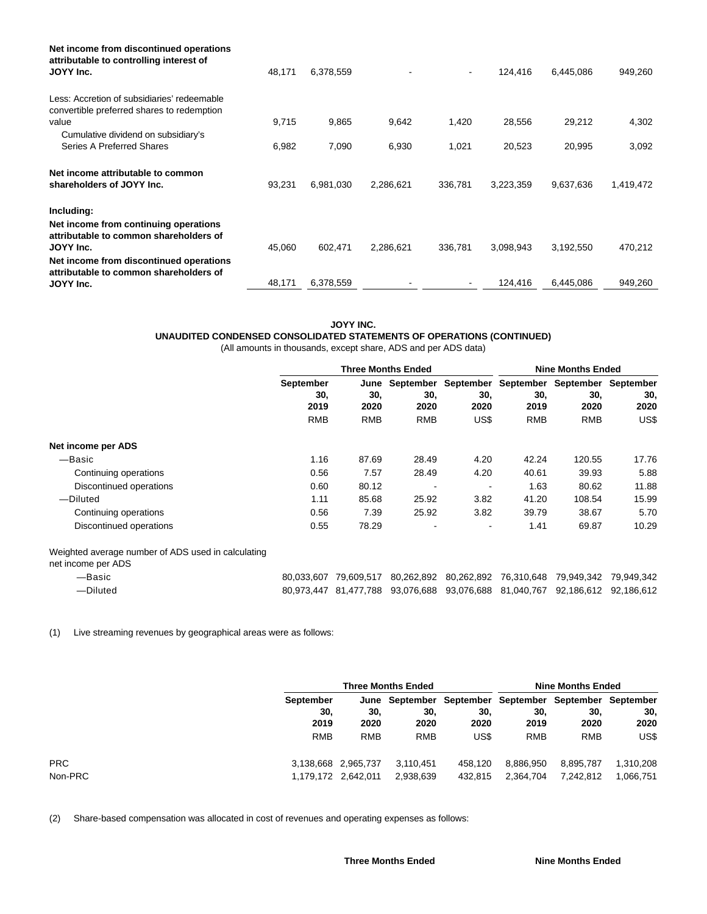| | | | | | | | |
|---|---|---|---|---|---|---|---|
| **Net income from discontinued operations attributable to controlling interest of JOYY Inc.** | 48,171 | 6,378,559 | - | - | 124,416 | 6,445,086 | 949,260 |
| Less: Accretion of subsidiaries' redeemable convertible preferred shares to redemption value | 9,715 | 9,865 | 9,642 | 1,420 | 28,556 | 29,212 | 4,302 |
| Cumulative dividend on subsidiary's Series A Preferred Shares | 6,982 | 7,090 | 6,930 | 1,021 | 20,523 | 20,995 | 3,092 |
| **Net income attributable to common shareholders of JOYY Inc.** | 93,231 | 6,981,030 | 2,286,621 | 336,781 | 3,223,359 | 9,637,636 | 1,419,472 |
| **Including:** | | | | | | | |
| **Net income from continuing operations attributable to common shareholders of JOYY Inc.** | 45,060 | 602,471 | 2,286,621 | 336,781 | 3,098,943 | 3,192,550 | 470,212 |
| **Net income from discontinued operations attributable to common shareholders of JOYY Inc.** | 48,171 | 6,378,559 | - | - | 124,416 | 6,445,086 | 949,260 |

**JOYY INC.**
**UNAUDITED CONDENSED CONSOLIDATED STATEMENTS OF OPERATIONS (CONTINUED)**
(All amounts in thousands, except share, ADS and per ADS data)

| | Three Months Ended | | | | Nine Months Ended | | |
|---|---|---|---|---|---|---|---|
| | September 30, 2019 | June 30, 2020 | September 30, 2020 | September 30, 2020 | September 30, 2019 | September 30, 2020 | September 30, 2020 |
| | RMB | RMB | RMB | US$ | RMB | RMB | US$ |
| **Net income per ADS** | | | | | | | |
| —Basic | 1.16 | 87.69 | 28.49 | 4.20 | 42.24 | 120.55 | 17.76 |
| Continuing operations | 0.56 | 7.57 | 28.49 | 4.20 | 40.61 | 39.93 | 5.88 |
| Discontinued operations | 0.60 | 80.12 | - | - | 1.63 | 80.62 | 11.88 |
| —Diluted | 1.11 | 85.68 | 25.92 | 3.82 | 41.20 | 108.54 | 15.99 |
| Continuing operations | 0.56 | 7.39 | 25.92 | 3.82 | 39.79 | 38.67 | 5.70 |
| Discontinued operations | 0.55 | 78.29 | - | - | 1.41 | 69.87 | 10.29 |
| Weighted average number of ADS used in calculating net income per ADS | | | | | | | |
| —Basic | 80,033,607 | 79,609,517 | 80,262,892 | 80,262,892 | 76,310,648 | 79,949,342 | 79,949,342 |
| —Diluted | 80,973,447 | 81,477,788 | 93,076,688 | 93,076,688 | 81,040,767 | 92,186,612 | 92,186,612 |

(1) Live streaming revenues by geographical areas were as follows:

| | Three Months Ended | | | | Nine Months Ended | | |
|---|---|---|---|---|---|---|---|
| | September 30, 2019 | June 30, 2020 | September 30, 2020 | September 30, 2020 | September 30, 2019 | September 30, 2020 | September 30, 2020 |
| | RMB | RMB | RMB | US$ | RMB | RMB | US$ |
| PRC | 3,138,668 | 2,965,737 | 3,110,451 | 458,120 | 8,886,950 | 8,895,787 | 1,310,208 |
| Non-PRC | 1,179,172 | 2,642,011 | 2,938,639 | 432,815 | 2,364,704 | 7,242,812 | 1,066,751 |

(2) Share-based compensation was allocated in cost of revenues and operating expenses as follows:

| | Three Months Ended | Nine Months Ended |
|---|---|---|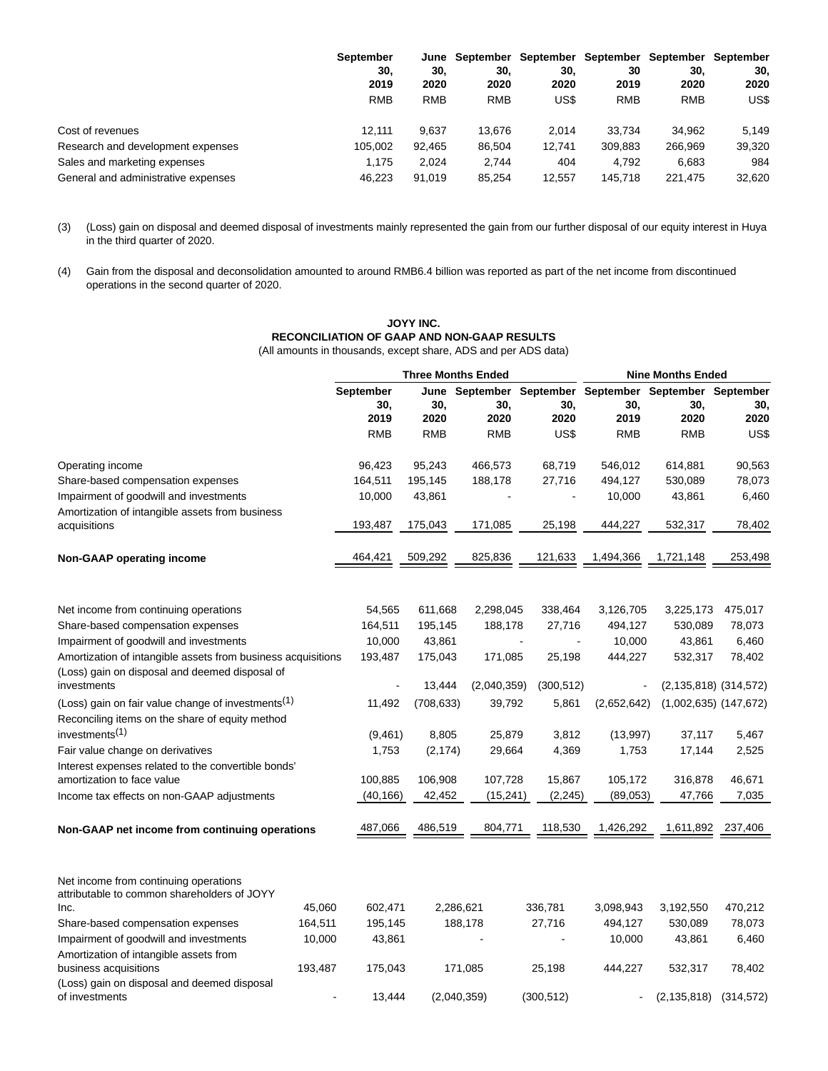| | September 30, 2019 | June 30, 2020 | September 30, 2020 | September 30, 2020 | September 30 2019 | September 30, 2020 | September 30, 2020 |
|---|---|---|---|---|---|---|---|
| | RMB | RMB | RMB | US$ | RMB | RMB | US$ |
| Cost of revenues | 12,111 | 9,637 | 13,676 | 2,014 | 33,734 | 34,962 | 5,149 |
| Research and development expenses | 105,002 | 92,465 | 86,504 | 12,741 | 309,883 | 266,969 | 39,320 |
| Sales and marketing expenses | 1,175 | 2,024 | 2,744 | 404 | 4,792 | 6,683 | 984 |
| General and administrative expenses | 46,223 | 91,019 | 85,254 | 12,557 | 145,718 | 221,475 | 32,620 |

(3) (Loss) gain on disposal and deemed disposal of investments mainly represented the gain from our further disposal of our equity interest in Huya in the third quarter of 2020.

(4) Gain from the disposal and deconsolidation amounted to around RMB6.4 billion was reported as part of the net income from discontinued operations in the second quarter of 2020.

**JOYY INC.**
**RECONCILIATION OF GAAP AND NON-GAAP RESULTS**
(All amounts in thousands, except share, ADS and per ADS data)

| | Three Months Ended | | | | Nine Months Ended | | |
|---|---|---|---|---|---|---|---|
| | September 30, 2019 | June 30, 2020 | September 30, 2020 | September 30, 2020 | September 30, 2019 | September 30, 2020 | September 30, 2020 |
| | RMB | RMB | RMB | US$ | RMB | RMB | US$ |
| Operating income | 96,423 | 95,243 | 466,573 | 68,719 | 546,012 | 614,881 | 90,563 |
| Share-based compensation expenses | 164,511 | 195,145 | 188,178 | 27,716 | 494,127 | 530,089 | 78,073 |
| Impairment of goodwill and investments | 10,000 | 43,861 | - | - | 10,000 | 43,861 | 6,460 |
| Amortization of intangible assets from business acquisitions | 193,487 | 175,043 | 171,085 | 25,198 | 444,227 | 532,317 | 78,402 |
| **Non-GAAP operating income** | 464,421 | 509,292 | 825,836 | 121,633 | 1,494,366 | 1,721,148 | 253,498 |
| | | | | | | | |
| Net income from continuing operations | 54,565 | 611,668 | 2,298,045 | 338,464 | 3,126,705 | 3,225,173 | 475,017 |
| Share-based compensation expenses | 164,511 | 195,145 | 188,178 | 27,716 | 494,127 | 530,089 | 78,073 |
| Impairment of goodwill and investments | 10,000 | 43,861 | - | - | 10,000 | 43,861 | 6,460 |
| Amortization of intangible assets from business acquisitions | 193,487 | 175,043 | 171,085 | 25,198 | 444,227 | 532,317 | 78,402 |
| (Loss) gain on disposal and deemed disposal of investments | - | 13,444 | (2,040,359) | (300,512) | - | (2,135,818) | (314,572) |
| (Loss) gain on fair value change of investments(1) | 11,492 | (708,633) | 39,792 | 5,861 | (2,652,642) | (1,002,635) | (147,672) |
| Reconciling items on the share of equity method investments(1) | (9,461) | 8,805 | 25,879 | 3,812 | (13,997) | 37,117 | 5,467 |
| Fair value change on derivatives | 1,753 | (2,174) | 29,664 | 4,369 | 1,753 | 17,144 | 2,525 |
| Interest expenses related to the convertible bonds' amortization to face value | 100,885 | 106,908 | 107,728 | 15,867 | 105,172 | 316,878 | 46,671 |
| Income tax effects on non-GAAP adjustments | (40,166) | 42,452 | (15,241) | (2,245) | (89,053) | 47,766 | 7,035 |
| **Non-GAAP net income from continuing operations** | 487,066 | 486,519 | 804,771 | 118,530 | 1,426,292 | 1,611,892 | 237,406 |
| | | | | | | | |
| Net income from continuing operations attributable to common shareholders of JOYY Inc. | 45,060 | 602,471 | 2,286,621 | 336,781 | 3,098,943 | 3,192,550 | 470,212 |
| Share-based compensation expenses | 164,511 | 195,145 | 188,178 | 27,716 | 494,127 | 530,089 | 78,073 |
| Impairment of goodwill and investments | 10,000 | 43,861 | - | - | 10,000 | 43,861 | 6,460 |
| Amortization of intangible assets from business acquisitions | 193,487 | 175,043 | 171,085 | 25,198 | 444,227 | 532,317 | 78,402 |
| (Loss) gain on disposal and deemed disposal of investments | - | 13,444 | (2,040,359) | (300,512) | - | (2,135,818) | (314,572) |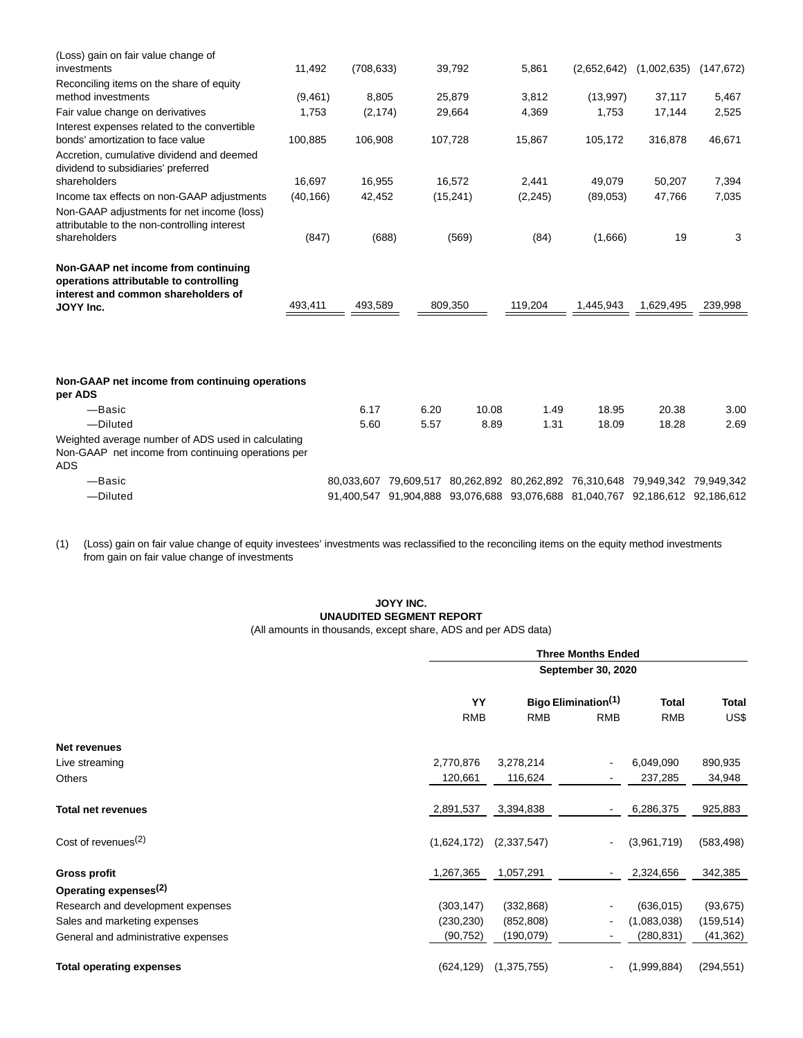| | | | | | | | |
|---|---|---|---|---|---|---|---|
| (Loss) gain on fair value change of investments | 11,492 | (708,633) | 39,792 | 5,861 | (2,652,642) | (1,002,635) | (147,672) |
| Reconciling items on the share of equity method investments | (9,461) | 8,805 | 25,879 | 3,812 | (13,997) | 37,117 | 5,467 |
| Fair value change on derivatives | 1,753 | (2,174) | 29,664 | 4,369 | 1,753 | 17,144 | 2,525 |
| Interest expenses related to the convertible bonds' amortization to face value | 100,885 | 106,908 | 107,728 | 15,867 | 105,172 | 316,878 | 46,671 |
| Accretion, cumulative dividend and deemed dividend to subsidiaries' preferred shareholders | 16,697 | 16,955 | 16,572 | 2,441 | 49,079 | 50,207 | 7,394 |
| Income tax effects on non-GAAP adjustments | (40,166) | 42,452 | (15,241) | (2,245) | (89,053) | 47,766 | 7,035 |
| Non-GAAP adjustments for net income (loss) attributable to the non-controlling interest shareholders | (847) | (688) | (569) | (84) | (1,666) | 19 | 3 |
| **Non-GAAP net income from continuing operations attributable to controlling interest and common shareholders of JOYY Inc.** | 493,411 | 493,589 | 809,350 | 119,204 | 1,445,943 | 1,629,495 | 239,998 |
| | | | | | | | |
| **Non-GAAP net income from continuing operations per ADS** | | | | | | | |
| —Basic | 6.17 | 6.20 | 10.08 | 1.49 | 18.95 | 20.38 | 3.00 |
| —Diluted | 5.60 | 5.57 | 8.89 | 1.31 | 18.09 | 18.28 | 2.69 |
| Weighted average number of ADS used in calculating Non-GAAP net income from continuing operations per ADS | | | | | | | |
| —Basic | 80,033,607 | 79,609,517 | 80,262,892 | 80,262,892 | 76,310,648 | 79,949,342 | 79,949,342 |
| —Diluted | 91,400,547 | 91,904,888 | 93,076,688 | 93,076,688 | 81,040,767 | 92,186,612 | 92,186,612 |

(1) (Loss) gain on fair value change of equity investees' investments was reclassified to the reconciling items on the equity method investments from gain on fair value change of investments

**JOYY INC.**
**UNAUDITED SEGMENT REPORT**
(All amounts in thousands, except share, ADS and per ADS data)

| | Three Months Ended September 30, 2020 | | | | |
|---|---|---|---|---|---|
| | YY | Bigo | Elimination(1) | Total | Total |
| | RMB | RMB | RMB | RMB | US$ |
| **Net revenues** | | | | | |
| Live streaming | 2,770,876 | 3,278,214 | - | 6,049,090 | 890,935 |
| Others | 120,661 | 116,624 | - | 237,285 | 34,948 |
| **Total net revenues** | 2,891,537 | 3,394,838 | - | 6,286,375 | 925,883 |
| Cost of revenues(2) | (1,624,172) | (2,337,547) | - | (3,961,719) | (583,498) |
| **Gross profit** | 1,267,365 | 1,057,291 | - | 2,324,656 | 342,385 |
| **Operating expenses(2)** | | | | | |
| Research and development expenses | (303,147) | (332,868) | - | (636,015) | (93,675) |
| Sales and marketing expenses | (230,230) | (852,808) | - | (1,083,038) | (159,514) |
| General and administrative expenses | (90,752) | (190,079) | - | (280,831) | (41,362) |
| **Total operating expenses** | (624,129) | (1,375,755) | - | (1,999,884) | (294,551) |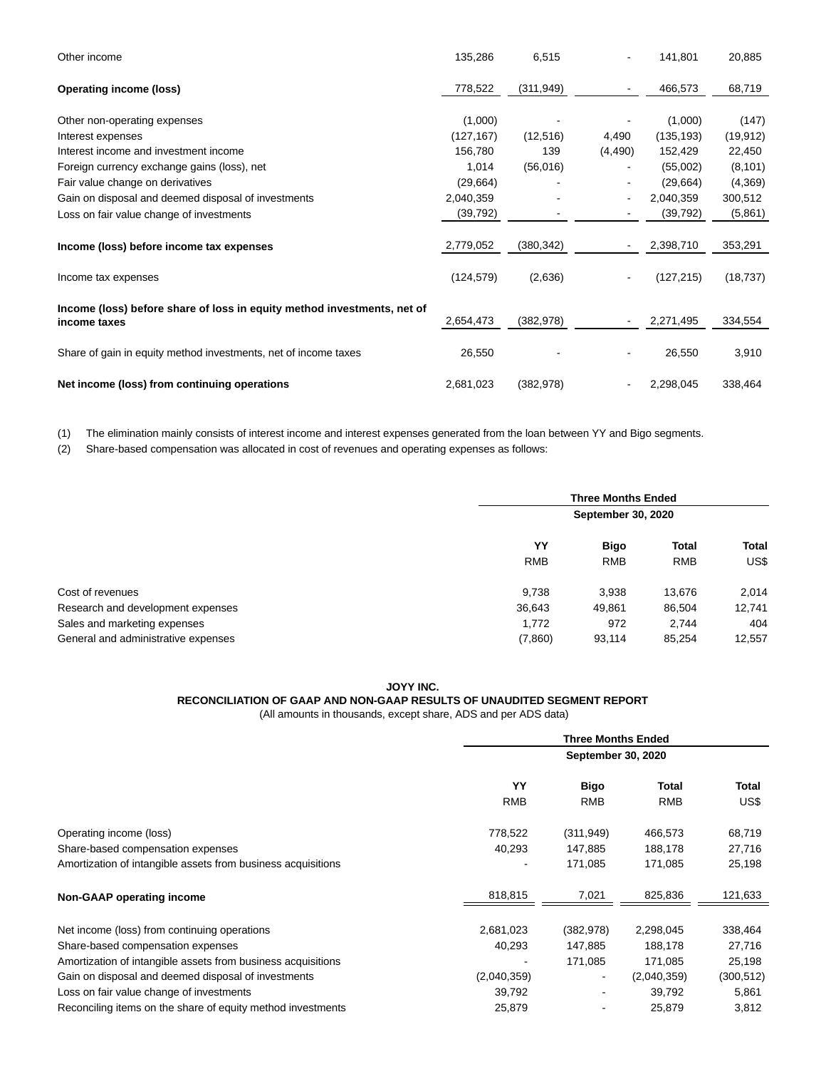| | | | | | |
|---|---|---|---|---|---|
| Other income | 135,286 | 6,515 | - | 141,801 | 20,885 |
| **Operating income (loss)** | 778,522 | (311,949) | - | 466,573 | 68,719 |
| Other non-operating expenses | (1,000) | - | - | (1,000) | (147) |
| Interest expenses | (127,167) | (12,516) | 4,490 | (135,193) | (19,912) |
| Interest income and investment income | 156,780 | 139 | (4,490) | 152,429 | 22,450 |
| Foreign currency exchange gains (loss), net | 1,014 | (56,016) | - | (55,002) | (8,101) |
| Fair value change on derivatives | (29,664) | - | - | (29,664) | (4,369) |
| Gain on disposal and deemed disposal of investments | 2,040,359 | - | - | 2,040,359 | 300,512 |
| Loss on fair value change of investments | (39,792) | - | - | (39,792) | (5,861) |
| **Income (loss) before income tax expenses** | 2,779,052 | (380,342) | - | 2,398,710 | 353,291 |
| Income tax expenses | (124,579) | (2,636) | - | (127,215) | (18,737) |
| **Income (loss) before share of loss in equity method investments, net of income taxes** | 2,654,473 | (382,978) | - | 2,271,495 | 334,554 |
| Share of gain in equity method investments, net of income taxes | 26,550 | - | - | 26,550 | 3,910 |
| **Net income (loss) from continuing operations** | 2,681,023 | (382,978) | - | 2,298,045 | 338,464 |

(1) The elimination mainly consists of interest income and interest expenses generated from the loan between YY and Bigo segments.

(2) Share-based compensation was allocated in cost of revenues and operating expenses as follows:

| | **Three Months Ended September 30, 2020** | | | |
|---|---|---|---|---|
| | **YY** | **Bigo** | **Total** | **Total** |
| | RMB | RMB | RMB | US$ |
| Cost of revenues | 9,738 | 3,938 | 13,676 | 2,014 |
| Research and development expenses | 36,643 | 49,861 | 86,504 | 12,741 |
| Sales and marketing expenses | 1,772 | 972 | 2,744 | 404 |
| General and administrative expenses | (7,860) | 93,114 | 85,254 | 12,557 |

**JOYY INC.**
**RECONCILIATION OF GAAP AND NON-GAAP RESULTS OF UNAUDITED SEGMENT REPORT**
(All amounts in thousands, except share, ADS and per ADS data)

| | **Three Months Ended September 30, 2020** | | | |
|---|---|---|---|---|
| | **YY** | **Bigo** | **Total** | **Total** |
| | RMB | RMB | RMB | US$ |
| Operating income (loss) | 778,522 | (311,949) | 466,573 | 68,719 |
| Share-based compensation expenses | 40,293 | 147,885 | 188,178 | 27,716 |
| Amortization of intangible assets from business acquisitions | - | 171,085 | 171,085 | 25,198 |
| **Non-GAAP operating income** | 818,815 | 7,021 | 825,836 | 121,633 |
| Net income (loss) from continuing operations | 2,681,023 | (382,978) | 2,298,045 | 338,464 |
| Share-based compensation expenses | 40,293 | 147,885 | 188,178 | 27,716 |
| Amortization of intangible assets from business acquisitions | - | 171,085 | 171,085 | 25,198 |
| Gain on disposal and deemed disposal of investments | (2,040,359) | - | (2,040,359) | (300,512) |
| Loss on fair value change of investments | 39,792 | - | 39,792 | 5,861 |
| Reconciling items on the share of equity method investments | 25,879 | - | 25,879 | 3,812 |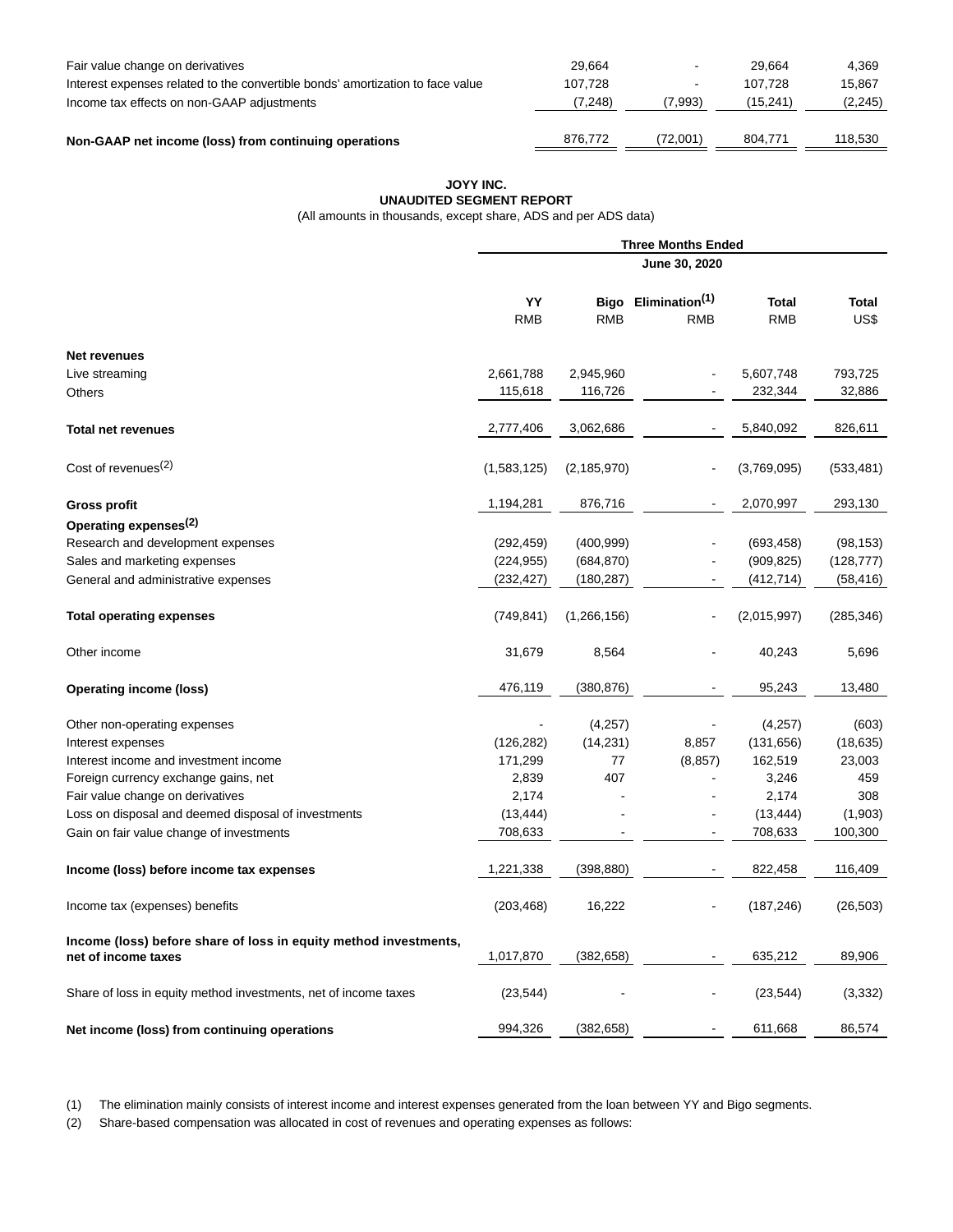| | | | | |
|---|---|---|---|---|
| Fair value change on derivatives | 29,664 | - | 29,664 | 4,369 |
| Interest expenses related to the convertible bonds' amortization to face value | 107,728 | - | 107,728 | 15,867 |
| Income tax effects on non-GAAP adjustments | (7,248) | (7,993) | (15,241) | (2,245) |
| **Non-GAAP net income (loss) from continuing operations** | 876,772 | (72,001) | 804,771 | 118,530 |

**JOYY INC.**
**UNAUDITED SEGMENT REPORT**
(All amounts in thousands, except share, ADS and per ADS data)

| | Three Months Ended | | | | |
|---|---|---|---|---|---|
| | June 30, 2020 | | | | |
| | **YY** RMB | **Bigo** RMB | **Elimination[1]** RMB | **Total** RMB | **Total** US$ |
| **Net revenues** | | | | | |
| Live streaming | 2,661,788 | 2,945,960 | - | 5,607,748 | 793,725 |
| Others | 115,618 | 116,726 | - | 232,344 | 32,886 |
| **Total net revenues** | 2,777,406 | 3,062,686 | - | 5,840,092 | 826,611 |
| Cost of revenues[2] | (1,583,125) | (2,185,970) | - | (3,769,095) | (533,481) |
| **Gross profit** | 1,194,281 | 876,716 | - | 2,070,997 | 293,130 |
| **Operating expenses[2]** | | | | | |
| Research and development expenses | (292,459) | (400,999) | - | (693,458) | (98,153) |
| Sales and marketing expenses | (224,955) | (684,870) | - | (909,825) | (128,777) |
| General and administrative expenses | (232,427) | (180,287) | - | (412,714) | (58,416) |
| **Total operating expenses** | (749,841) | (1,266,156) | - | (2,015,997) | (285,346) |
| Other income | 31,679 | 8,564 | - | 40,243 | 5,696 |
| **Operating income (loss)** | 476,119 | (380,876) | - | 95,243 | 13,480 |
| Other non-operating expenses | - | (4,257) | - | (4,257) | (603) |
| Interest expenses | (126,282) | (14,231) | 8,857 | (131,656) | (18,635) |
| Interest income and investment income | 171,299 | 77 | (8,857) | 162,519 | 23,003 |
| Foreign currency exchange gains, net | 2,839 | 407 | - | 3,246 | 459 |
| Fair value change on derivatives | 2,174 | - | - | 2,174 | 308 |
| Loss on disposal and deemed disposal of investments | (13,444) | - | - | (13,444) | (1,903) |
| Gain on fair value change of investments | 708,633 | - | - | 708,633 | 100,300 |
| **Income (loss) before income tax expenses** | 1,221,338 | (398,880) | - | 822,458 | 116,409 |
| Income tax (expenses) benefits | (203,468) | 16,222 | - | (187,246) | (26,503) |
| **Income (loss) before share of loss in equity method investments, net of income taxes** | 1,017,870 | (382,658) | - | 635,212 | 89,906 |
| Share of loss in equity method investments, net of income taxes | (23,544) | - | - | (23,544) | (3,332) |
| **Net income (loss) from continuing operations** | 994,326 | (382,658) | - | 611,668 | 86,574 |

(1) The elimination mainly consists of interest income and interest expenses generated from the loan between YY and Bigo segments.

(2) Share-based compensation was allocated in cost of revenues and operating expenses as follows: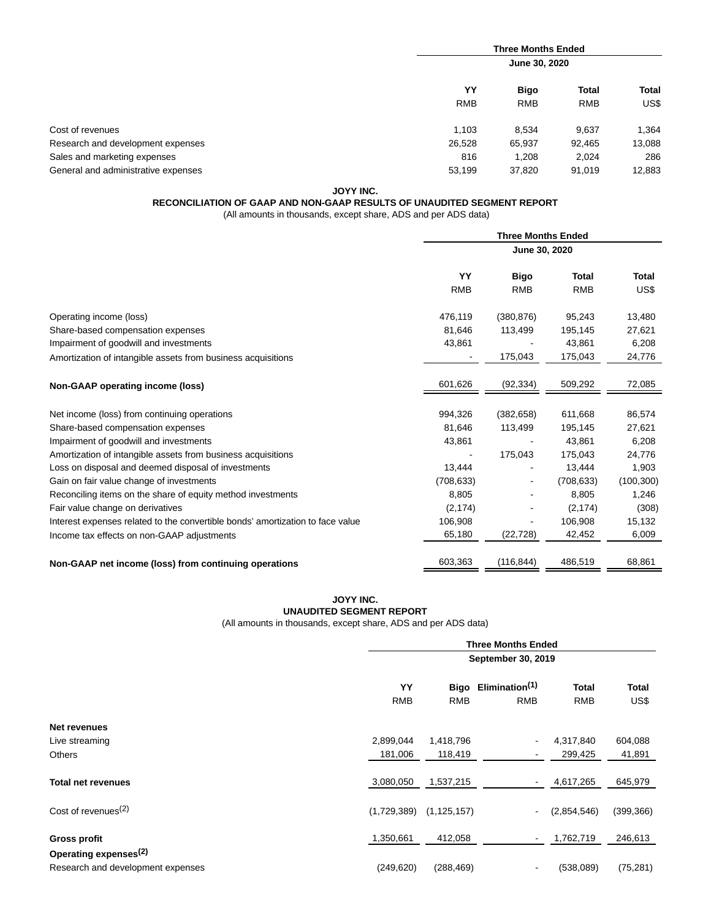| | Three Months Ended June 30, 2020 | | | |
|---|---|---|---|---|
| | YY | Bigo | Total | Total |
| | RMB | RMB | RMB | US$ |
| Cost of revenues | 1,103 | 8,534 | 9,637 | 1,364 |
| Research and development expenses | 26,528 | 65,937 | 92,465 | 13,088 |
| Sales and marketing expenses | 816 | 1,208 | 2,024 | 286 |
| General and administrative expenses | 53,199 | 37,820 | 91,019 | 12,883 |

**JOYY INC.**
**RECONCILIATION OF GAAP AND NON-GAAP RESULTS OF UNAUDITED SEGMENT REPORT**
(All amounts in thousands, except share, ADS and per ADS data)

| | Three Months Ended June 30, 2020 | | | |
|---|---|---|---|---|
| | YY | Bigo | Total | Total |
| | RMB | RMB | RMB | US$ |
| Operating income (loss) | 476,119 | (380,876) | 95,243 | 13,480 |
| Share-based compensation expenses | 81,646 | 113,499 | 195,145 | 27,621 |
| Impairment of goodwill and investments | 43,861 | - | 43,861 | 6,208 |
| Amortization of intangible assets from business acquisitions | - | 175,043 | 175,043 | 24,776 |
| **Non-GAAP operating income (loss)** | 601,626 | (92,334) | 509,292 | 72,085 |
| Net income (loss) from continuing operations | 994,326 | (382,658) | 611,668 | 86,574 |
| Share-based compensation expenses | 81,646 | 113,499 | 195,145 | 27,621 |
| Impairment of goodwill and investments | 43,861 | - | 43,861 | 6,208 |
| Amortization of intangible assets from business acquisitions | - | 175,043 | 175,043 | 24,776 |
| Loss on disposal and deemed disposal of investments | 13,444 | - | 13,444 | 1,903 |
| Gain on fair value change of investments | (708,633) | - | (708,633) | (100,300) |
| Reconciling items on the share of equity method investments | 8,805 | - | 8,805 | 1,246 |
| Fair value change on derivatives | (2,174) | - | (2,174) | (308) |
| Interest expenses related to the convertible bonds' amortization to face value | 106,908 | - | 106,908 | 15,132 |
| Income tax effects on non-GAAP adjustments | 65,180 | (22,728) | 42,452 | 6,009 |
| **Non-GAAP net income (loss) from continuing operations** | 603,363 | (116,844) | 486,519 | 68,861 |

**JOYY INC.**
**UNAUDITED SEGMENT REPORT**
(All amounts in thousands, except share, ADS and per ADS data)

| | Three Months Ended September 30, 2019 | | | | |
|---|---|---|---|---|---|
| | YY | Bigo | Elimination(1) | Total | Total |
| | RMB | RMB | RMB | RMB | US$ |
| **Net revenues** | | | | | |
| Live streaming | 2,899,044 | 1,418,796 | - | 4,317,840 | 604,088 |
| Others | 181,006 | 118,419 | - | 299,425 | 41,891 |
| **Total net revenues** | 3,080,050 | 1,537,215 | - | 4,617,265 | 645,979 |
| Cost of revenues(2) | (1,729,389) | (1,125,157) | - | (2,854,546) | (399,366) |
| **Gross profit** | 1,350,661 | 412,058 | - | 1,762,719 | 246,613 |
| **Operating expenses(2)** | | | | | |
| Research and development expenses | (249,620) | (288,469) | - | (538,089) | (75,281) |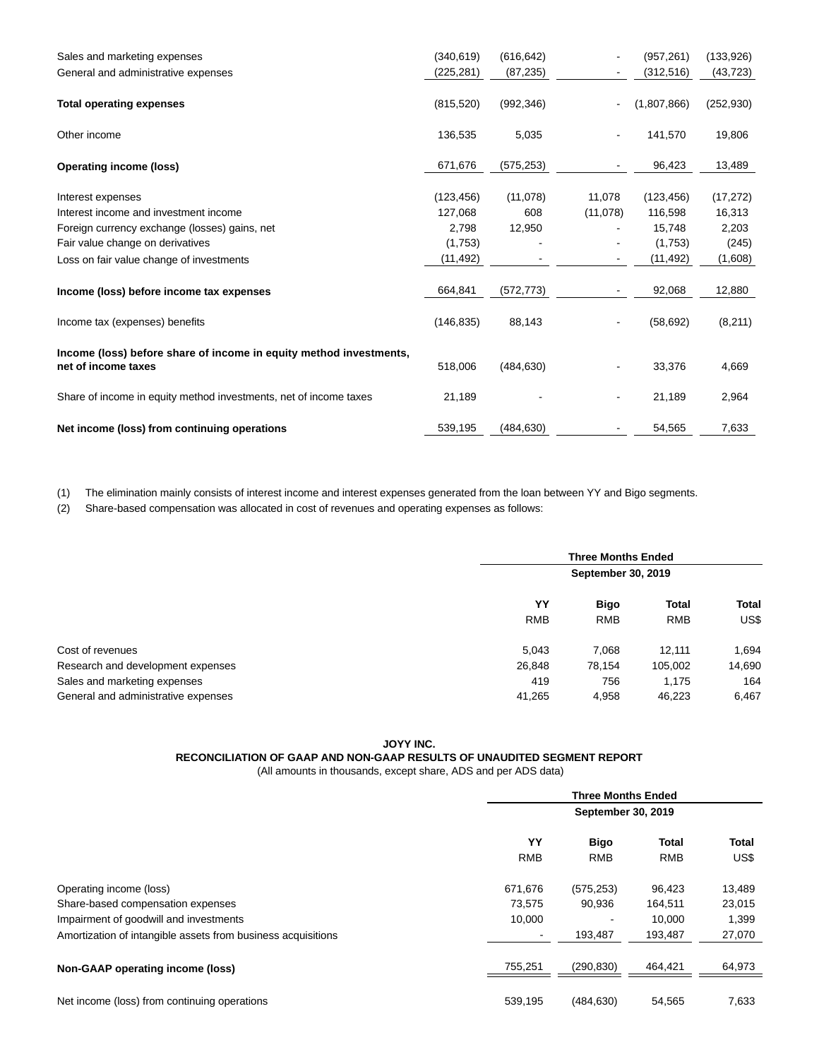| | | | | | |
|---|---|---|---|---|---|
| Sales and marketing expenses | (340,619) | (616,642) | - | (957,261) | (133,926) |
| General and administrative expenses | (225,281) | (87,235) | - | (312,516) | (43,723) |
| **Total operating expenses** | (815,520) | (992,346) | - | (1,807,866) | (252,930) |
| Other income | 136,535 | 5,035 | - | 141,570 | 19,806 |
| **Operating income (loss)** | 671,676 | (575,253) | - | 96,423 | 13,489 |
| Interest expenses | (123,456) | (11,078) | 11,078 | (123,456) | (17,272) |
| Interest income and investment income | 127,068 | 608 | (11,078) | 116,598 | 16,313 |
| Foreign currency exchange (losses) gains, net | 2,798 | 12,950 | - | 15,748 | 2,203 |
| Fair value change on derivatives | (1,753) | - | - | (1,753) | (245) |
| Loss on fair value change of investments | (11,492) | - | - | (11,492) | (1,608) |
| **Income (loss) before income tax expenses** | 664,841 | (572,773) | - | 92,068 | 12,880 |
| Income tax (expenses) benefits | (146,835) | 88,143 | - | (58,692) | (8,211) |
| **Income (loss) before share of income in equity method investments, net of income taxes** | 518,006 | (484,630) | - | 33,376 | 4,669 |
| Share of income in equity method investments, net of income taxes | 21,189 | - | - | 21,189 | 2,964 |
| **Net income (loss) from continuing operations** | 539,195 | (484,630) | - | 54,565 | 7,633 |

(1) The elimination mainly consists of interest income and interest expenses generated from the loan between YY and Bigo segments.

(2) Share-based compensation was allocated in cost of revenues and operating expenses as follows:

| | Three Months Ended September 30, 2019 | | | |
|---|---|---|---|---|
| | **YY** | **Bigo** | **Total** | **Total** |
| | RMB | RMB | RMB | US$ |
| Cost of revenues | 5,043 | 7,068 | 12,111 | 1,694 |
| Research and development expenses | 26,848 | 78,154 | 105,002 | 14,690 |
| Sales and marketing expenses | 419 | 756 | 1,175 | 164 |
| General and administrative expenses | 41,265 | 4,958 | 46,223 | 6,467 |

**JOYY INC.**
**RECONCILIATION OF GAAP AND NON-GAAP RESULTS OF UNAUDITED SEGMENT REPORT**
(All amounts in thousands, except share, ADS and per ADS data)

| | Three Months Ended September 30, 2019 | | | |
|---|---|---|---|---|
| | **YY** | **Bigo** | **Total** | **Total** |
| | RMB | RMB | RMB | US$ |
| Operating income (loss) | 671,676 | (575,253) | 96,423 | 13,489 |
| Share-based compensation expenses | 73,575 | 90,936 | 164,511 | 23,015 |
| Impairment of goodwill and investments | 10,000 | - | 10,000 | 1,399 |
| Amortization of intangible assets from business acquisitions | - | 193,487 | 193,487 | 27,070 |
| **Non-GAAP operating income (loss)** | 755,251 | (290,830) | 464,421 | 64,973 |
| Net income (loss) from continuing operations | 539,195 | (484,630) | 54,565 | 7,633 |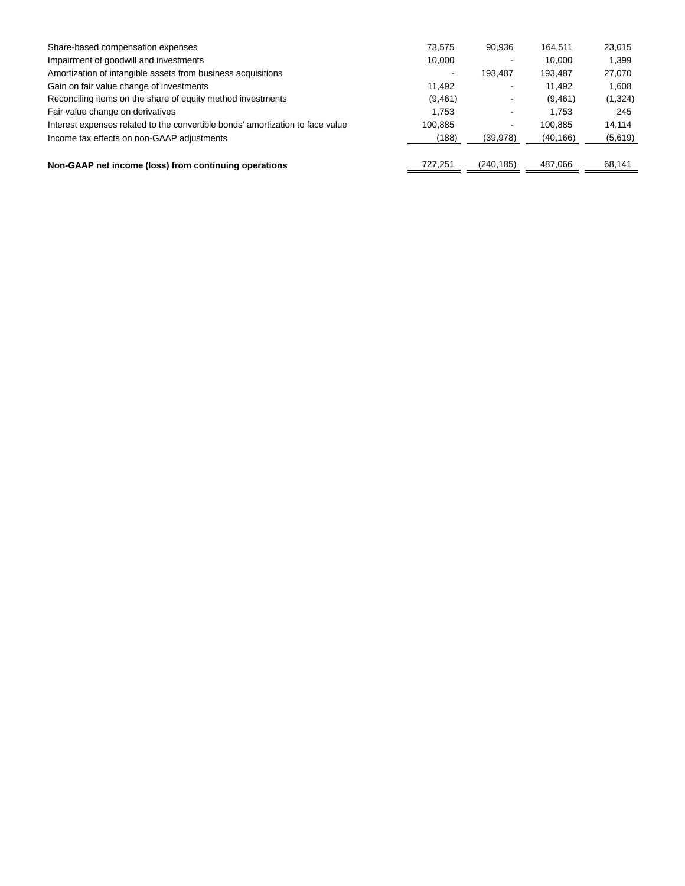| | | | | |
|---|---|---|---|---|
| Share-based compensation expenses | 73,575 | 90,936 | 164,511 | 23,015 |
| Impairment of goodwill and investments | 10,000 | - | 10,000 | 1,399 |
| Amortization of intangible assets from business acquisitions | - | 193,487 | 193,487 | 27,070 |
| Gain on fair value change of investments | 11,492 | - | 11,492 | 1,608 |
| Reconciling items on the share of equity method investments | (9,461) | - | (9,461) | (1,324) |
| Fair value change on derivatives | 1,753 | - | 1,753 | 245 |
| Interest expenses related to the convertible bonds' amortization to face value | 100,885 | - | 100,885 | 14,114 |
| Income tax effects on non-GAAP adjustments | (188) | (39,978) | (40,166) | (5,619) |
| **Non-GAAP net income (loss) from continuing operations** | 727,251 | (240,185) | 487,066 | 68,141 |